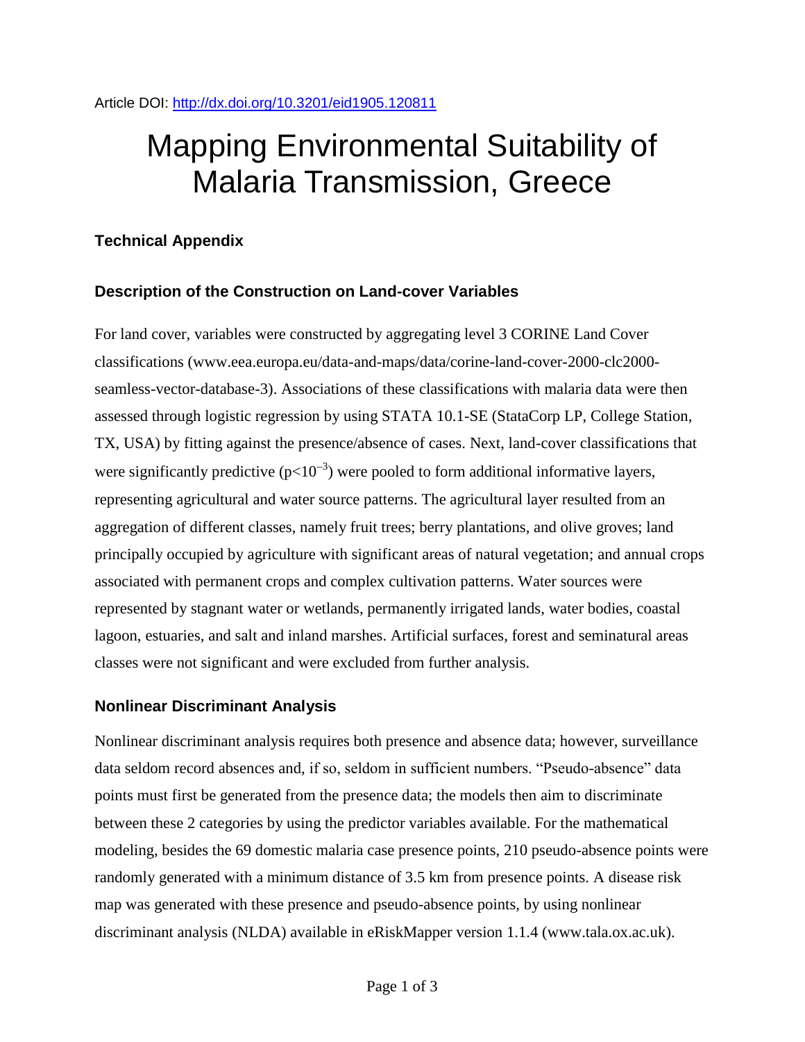Article DOI: http://dx.doi.org/10.3201/eid1905.120811

# Mapping Environmental Suitability of Malaria Transmission, Greece

### Technical Appendix

### Description of the Construction on Land-cover Variables

For land cover, variables were constructed by aggregating level 3 CORINE Land Cover classifications (www.eea.europa.eu/data-and-maps/data/corine-land-cover-2000-clc2000-seamless-vector-database-3). Associations of these classifications with malaria data were then assessed through logistic regression by using STATA 10.1-SE (StataCorp LP, College Station, TX, USA) by fitting against the presence/absence of cases. Next, land-cover classifications that were significantly predictive ($p<10^{-3}$) were pooled to form additional informative layers, representing agricultural and water source patterns. The agricultural layer resulted from an aggregation of different classes, namely fruit trees; berry plantations, and olive groves; land principally occupied by agriculture with significant areas of natural vegetation; and annual crops associated with permanent crops and complex cultivation patterns. Water sources were represented by stagnant water or wetlands, permanently irrigated lands, water bodies, coastal lagoon, estuaries, and salt and inland marshes. Artificial surfaces, forest and seminatural areas classes were not significant and were excluded from further analysis.

### Nonlinear Discriminant Analysis

Nonlinear discriminant analysis requires both presence and absence data; however, surveillance data seldom record absences and, if so, seldom in sufficient numbers. "Pseudo-absence" data points must first be generated from the presence data; the models then aim to discriminate between these 2 categories by using the predictor variables available. For the mathematical modeling, besides the 69 domestic malaria case presence points, 210 pseudo-absence points were randomly generated with a minimum distance of 3.5 km from presence points. A disease risk map was generated with these presence and pseudo-absence points, by using nonlinear discriminant analysis (NLDA) available in eRiskMapper version 1.1.4 (www.tala.ox.ac.uk).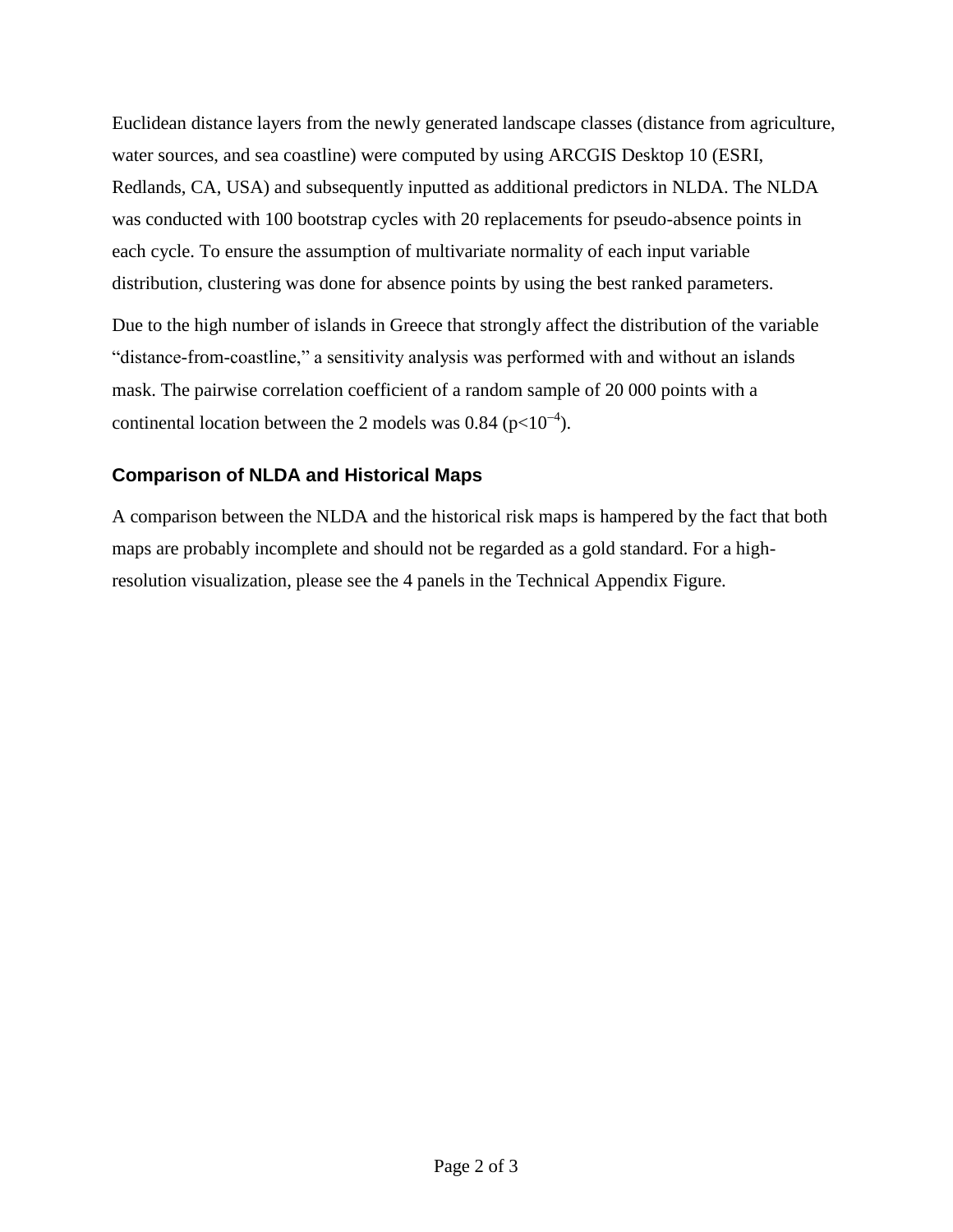Euclidean distance layers from the newly generated landscape classes (distance from agriculture, water sources, and sea coastline) were computed by using ARCGIS Desktop 10 (ESRI, Redlands, CA, USA) and subsequently inputted as additional predictors in NLDA. The NLDA was conducted with 100 bootstrap cycles with 20 replacements for pseudo-absence points in each cycle. To ensure the assumption of multivariate normality of each input variable distribution, clustering was done for absence points by using the best ranked parameters.

Due to the high number of islands in Greece that strongly affect the distribution of the variable "distance-from-coastline," a sensitivity analysis was performed with and without an islands mask. The pairwise correlation coefficient of a random sample of 20 000 points with a continental location between the 2 models was 0.84 ($p<10^{-4}$).

### Comparison of NLDA and Historical Maps

A comparison between the NLDA and the historical risk maps is hampered by the fact that both maps are probably incomplete and should not be regarded as a gold standard. For a high-resolution visualization, please see the 4 panels in the Technical Appendix Figure.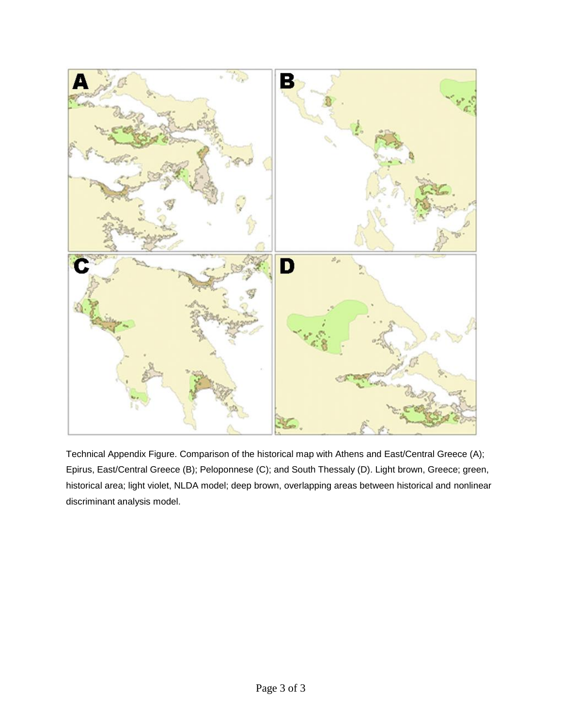A

B

C

D

Technical Appendix Figure. Comparison of the historical map with Athens and East/Central Greece (A); Epirus, East/Central Greece (B); Peloponnese (C); and South Thessaly (D). Light brown, Greece; green, historical area; light violet, NLDA model; deep brown, overlapping areas between historical and nonlinear discriminant analysis model.